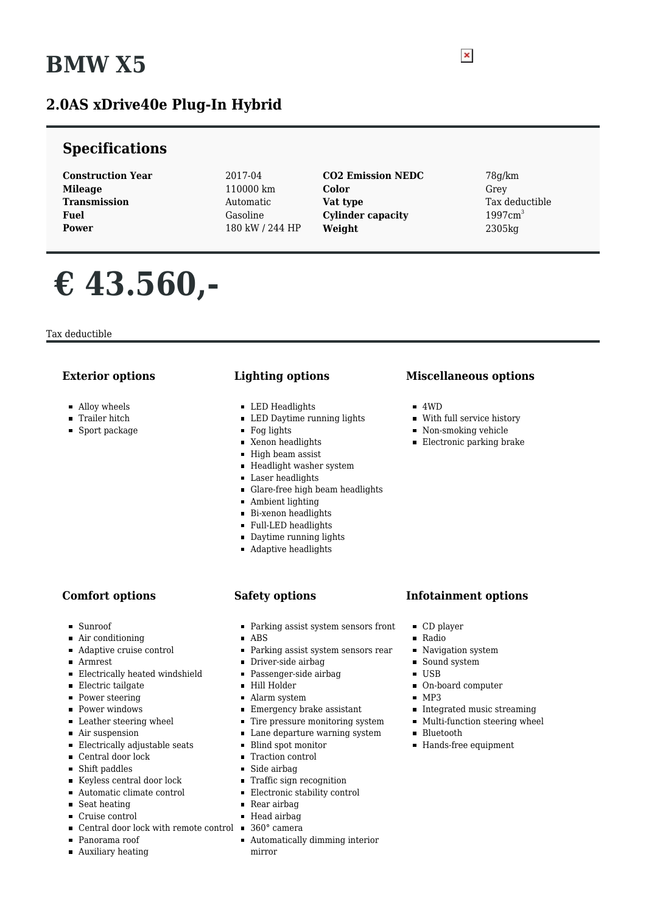# BMW X5

## 2.0AS xDrive40e Plug-In Hybrid

## Specifications

| | | | |
|---|---|---|---|
| **Construction Year** | 2017-04 | **CO2 Emission NEDC** | 78g/km |
| **Mileage** | 110000 km | **Color** | Grey |
| **Transmission** | Automatic | **Vat type** | Tax deductible |
| **Fuel** | Gasoline | **Cylinder capacity** | 1997cm$^3$ |
| **Power** | 180 kW / 244 HP | **Weight** | 2305kg |

# € 43.560,-

Tax deductible

### Exterior options

- Alloy wheels
- Trailer hitch
- Sport package

### Lighting options

- LED Headlights
- LED Daytime running lights
- Fog lights
- Xenon headlights
- High beam assist
- Headlight washer system
- Laser headlights
- Glare-free high beam headlights
- Ambient lighting
- Bi-xenon headlights
- Full-LED headlights
- Daytime running lights
- Adaptive headlights

### Miscellaneous options

- 4WD
- With full service history
- Non-smoking vehicle
- Electronic parking brake

### Comfort options

- Sunroof
- Air conditioning
- Adaptive cruise control
- Armrest
- Electrically heated windshield
- Electric tailgate
- Power steering
- Power windows
- Leather steering wheel
- Air suspension
- Electrically adjustable seats
- Central door lock
- Shift paddles
- Keyless central door lock
- Automatic climate control
- Seat heating
- Cruise control
- Central door lock with remote control
- Panorama roof
- Auxiliary heating

### Safety options

- Parking assist system sensors front
- ABS
- Parking assist system sensors rear
- Driver-side airbag
- Passenger-side airbag
- Hill Holder
- Alarm system
- Emergency brake assistant
- Tire pressure monitoring system
- Lane departure warning system
- Blind spot monitor
- Traction control
- Side airbag
- Traffic sign recognition
- Electronic stability control
- Rear airbag
- Head airbag
- 360° camera
- Automatically dimming interior mirror

### Infotainment options

- CD player
- Radio
- Navigation system
- Sound system
- USB
- On-board computer
- MP3
- Integrated music streaming
- Multi-function steering wheel
- Bluetooth
- Hands-free equipment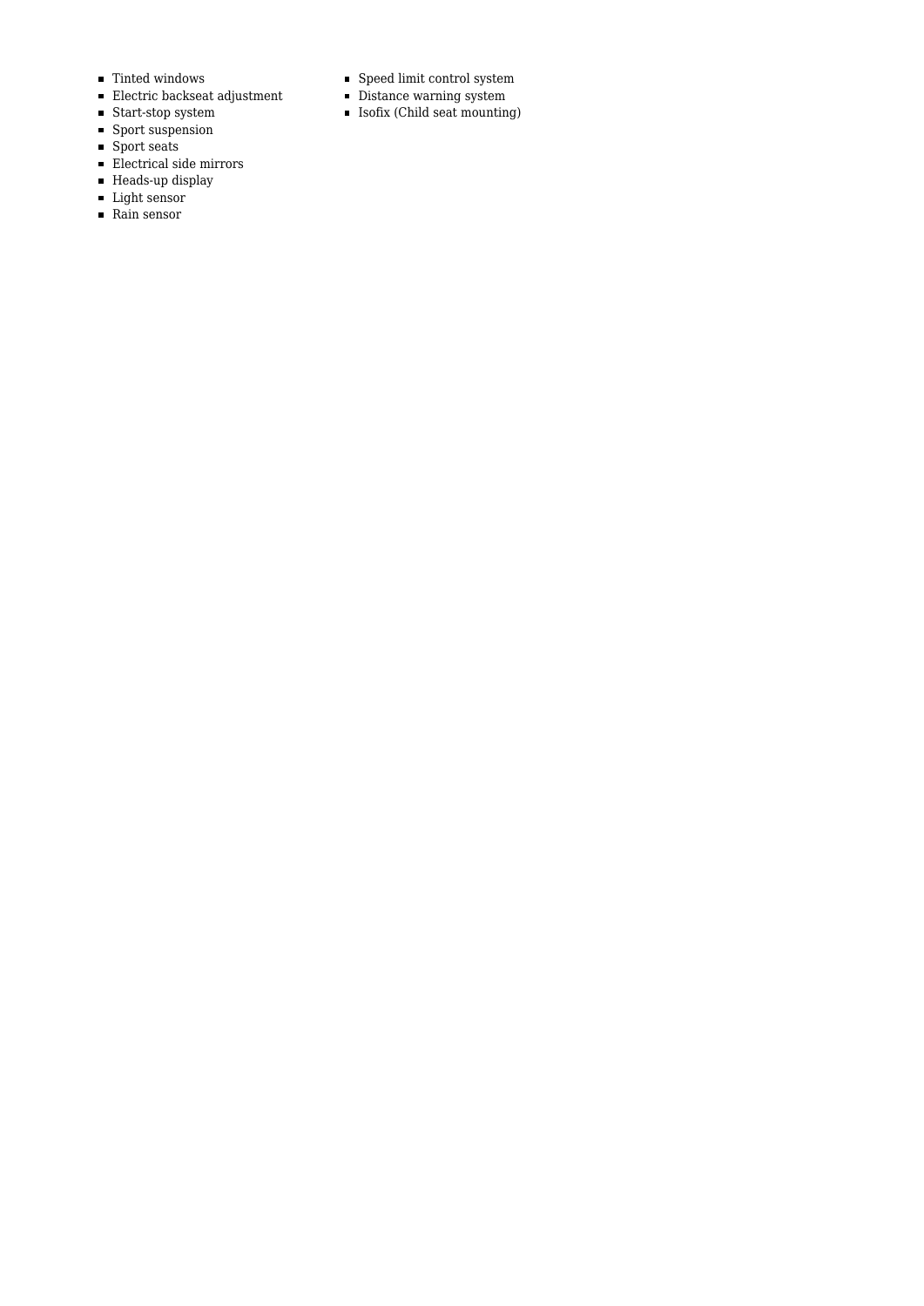- Tinted windows
- Electric backseat adjustment
- Start-stop system
- Sport suspension
- Sport seats
- Electrical side mirrors
- Heads-up display
- Light sensor
- Rain sensor
- Speed limit control system
- Distance warning system
- Isofix (Child seat mounting)